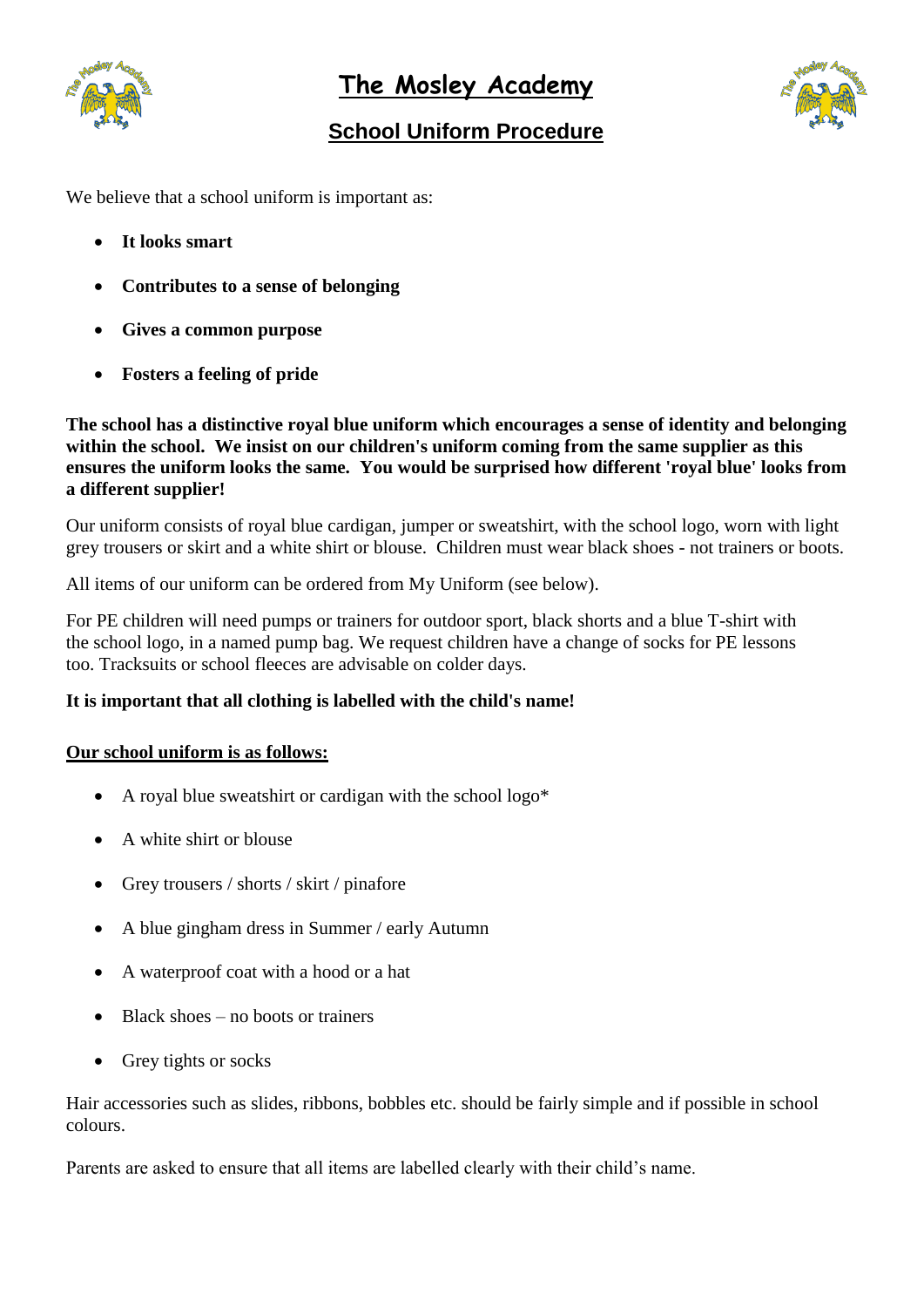# The Mosley Academy

## School Uniform Procedure

We believe that a school uniform is important as:

- **It looks smart**
- **Contributes to a sense of belonging**
- **Gives a common purpose**
- **Fosters a feeling of pride**

**The school has a distinctive royal blue uniform which encourages a sense of identity and belonging within the school. We insist on our children's uniform coming from the same supplier as this ensures the uniform looks the same. You would be surprised how different 'royal blue' looks from a different supplier!**

Our uniform consists of royal blue cardigan, jumper or sweatshirt, with the school logo, worn with light grey trousers or skirt and a white shirt or blouse. Children must wear black shoes - not trainers or boots.

All items of our uniform can be ordered from My Uniform (see below).

For PE children will need pumps or trainers for outdoor sport, black shorts and a blue T-shirt with the school logo, in a named pump bag. We request children have a change of socks for PE lessons too. Tracksuits or school fleeces are advisable on colder days.

**It is important that all clothing is labelled with the child's name!**

**<u>Our school uniform is as follows:</u>**

- A royal blue sweatshirt or cardigan with the school logo*
- A white shirt or blouse
- Grey trousers / shorts / skirt / pinafore
- A blue gingham dress in Summer / early Autumn
- A waterproof coat with a hood or a hat
- Black shoes – no boots or trainers
- Grey tights or socks

Hair accessories such as slides, ribbons, bobbles etc. should be fairly simple and if possible in school colours.

Parents are asked to ensure that all items are labelled clearly with their child's name.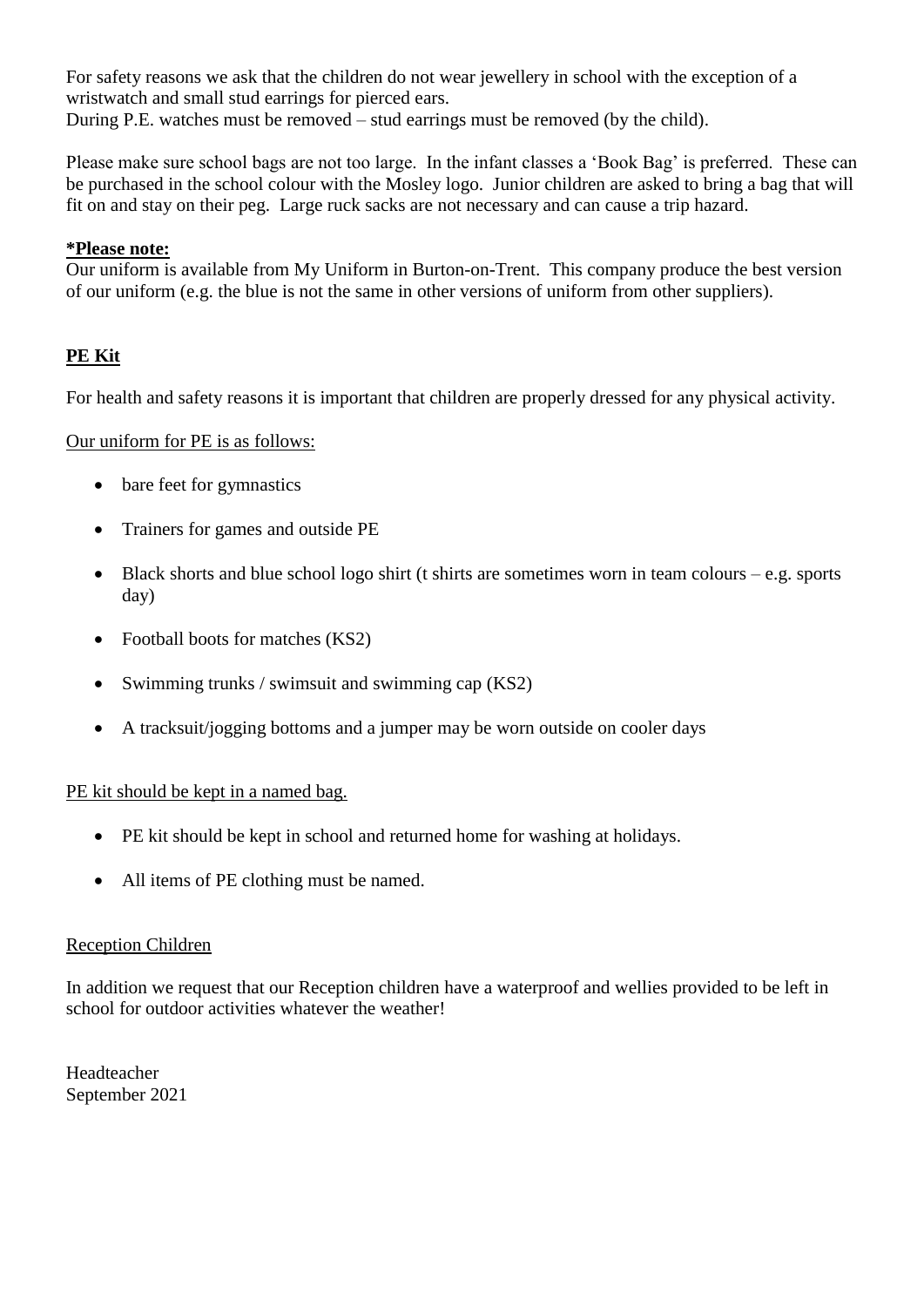For safety reasons we ask that the children do not wear jewellery in school with the exception of a wristwatch and small stud earrings for pierced ears.
During P.E. watches must be removed – stud earrings must be removed (by the child).

Please make sure school bags are not too large. In the infant classes a 'Book Bag' is preferred. These can be purchased in the school colour with the Mosley logo. Junior children are asked to bring a bag that will fit on and stay on their peg. Large ruck sacks are not necessary and can cause a trip hazard.

**\*Please note:**
Our uniform is available from My Uniform in Burton-on-Trent. This company produce the best version of our uniform (e.g. the blue is not the same in other versions of uniform from other suppliers).

## PE Kit

For health and safety reasons it is important that children are properly dressed for any physical activity.

Our uniform for PE is as follows:

- bare feet for gymnastics
- Trainers for games and outside PE
- Black shorts and blue school logo shirt (t shirts are sometimes worn in team colours – e.g. sports day)
- Football boots for matches (KS2)
- Swimming trunks / swimsuit and swimming cap (KS2)
- A tracksuit/jogging bottoms and a jumper may be worn outside on cooler days

PE kit should be kept in a named bag.

- PE kit should be kept in school and returned home for washing at holidays.
- All items of PE clothing must be named.

Reception Children

In addition we request that our Reception children have a waterproof and wellies provided to be left in school for outdoor activities whatever the weather!

Headteacher
September 2021